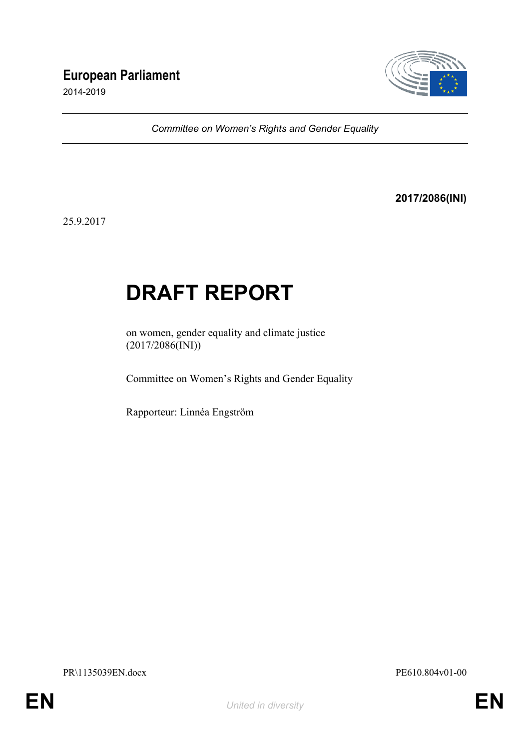**European Parliament**
2014-2019

*Committee on Women's Rights and Gender Equality*

**2017/2086(INI)**

25.9.2017

# DRAFT REPORT

on women, gender equality and climate justice
(2017/2086(INI))

Committee on Women's Rights and Gender Equality

Rapporteur: Linnéa Engström

PR\1135039EN.docx PE610.804v01-00

EN *United in diversity* EN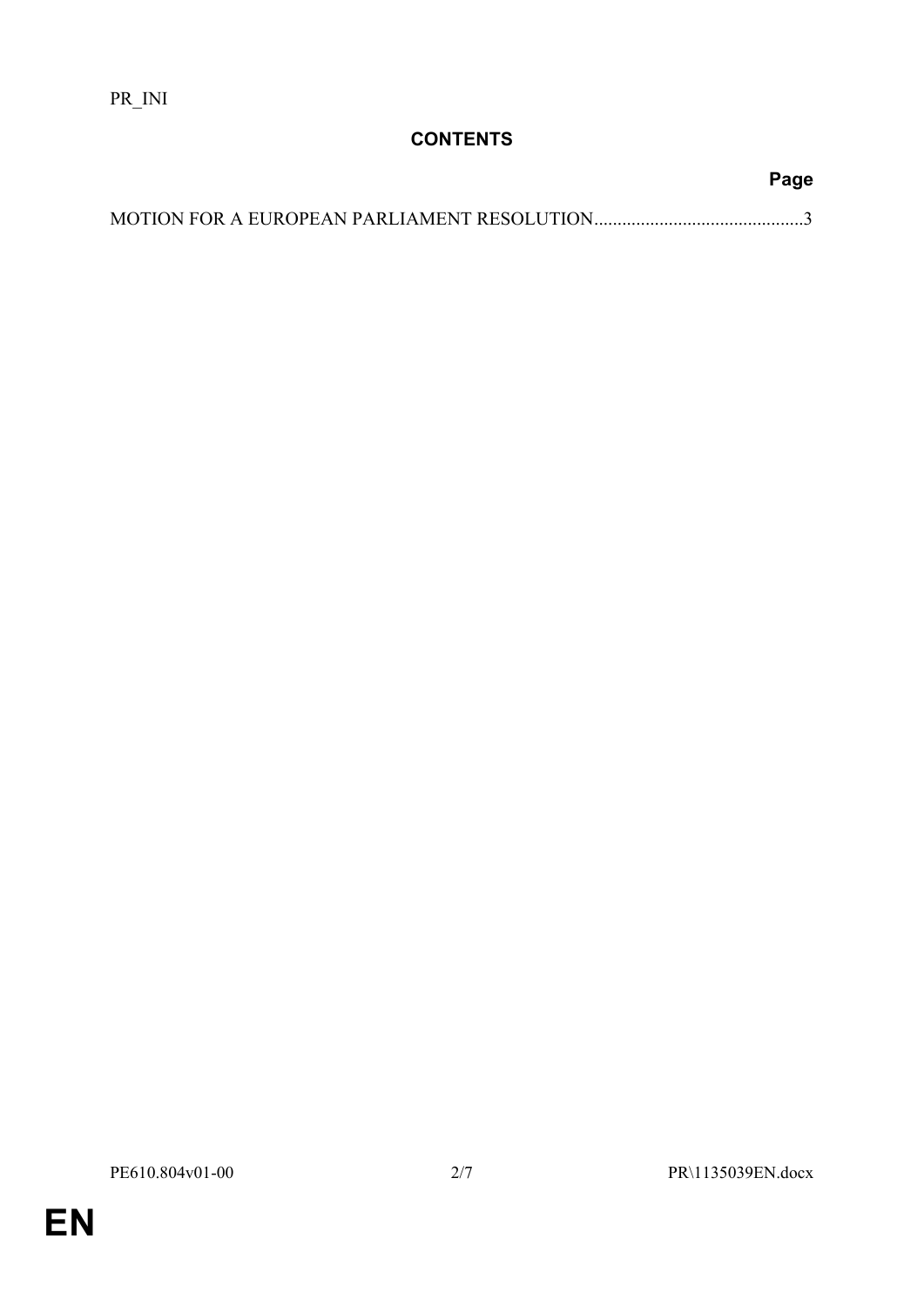PR_INI

## CONTENTS

| | Page |
|---|---|
| MOTION FOR A EUROPEAN PARLIAMENT RESOLUTION | 3 |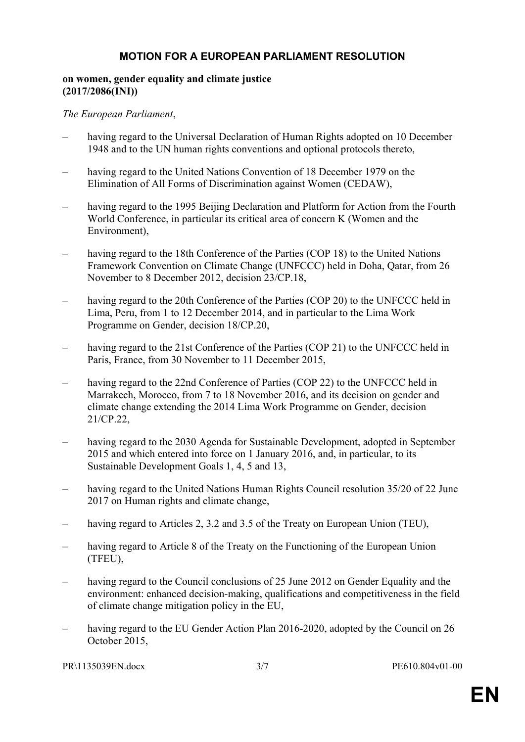# MOTION FOR A EUROPEAN PARLIAMENT RESOLUTION

**on women, gender equality and climate justice**
**(2017/2086(INI))**

*The European Parliament*,

– having regard to the Universal Declaration of Human Rights adopted on 10 December 1948 and to the UN human rights conventions and optional protocols thereto,

– having regard to the United Nations Convention of 18 December 1979 on the Elimination of All Forms of Discrimination against Women (CEDAW),

– having regard to the 1995 Beijing Declaration and Platform for Action from the Fourth World Conference, in particular its critical area of concern K (Women and the Environment),

– having regard to the 18th Conference of the Parties (COP 18) to the United Nations Framework Convention on Climate Change (UNFCCC) held in Doha, Qatar, from 26 November to 8 December 2012, decision 23/CP.18,

– having regard to the 20th Conference of the Parties (COP 20) to the UNFCCC held in Lima, Peru, from 1 to 12 December 2014, and in particular to the Lima Work Programme on Gender, decision 18/CP.20,

– having regard to the 21st Conference of the Parties (COP 21) to the UNFCCC held in Paris, France, from 30 November to 11 December 2015,

– having regard to the 22nd Conference of Parties (COP 22) to the UNFCCC held in Marrakech, Morocco, from 7 to 18 November 2016, and its decision on gender and climate change extending the 2014 Lima Work Programme on Gender, decision 21/CP.22,

– having regard to the 2030 Agenda for Sustainable Development, adopted in September 2015 and which entered into force on 1 January 2016, and, in particular, to its Sustainable Development Goals 1, 4, 5 and 13,

– having regard to the United Nations Human Rights Council resolution 35/20 of 22 June 2017 on Human rights and climate change,

– having regard to Articles 2, 3.2 and 3.5 of the Treaty on European Union (TEU),

– having regard to Article 8 of the Treaty on the Functioning of the European Union (TFEU),

– having regard to the Council conclusions of 25 June 2012 on Gender Equality and the environment: enhanced decision-making, qualifications and competitiveness in the field of climate change mitigation policy in the EU,

– having regard to the EU Gender Action Plan 2016-2020, adopted by the Council on 26 October 2015,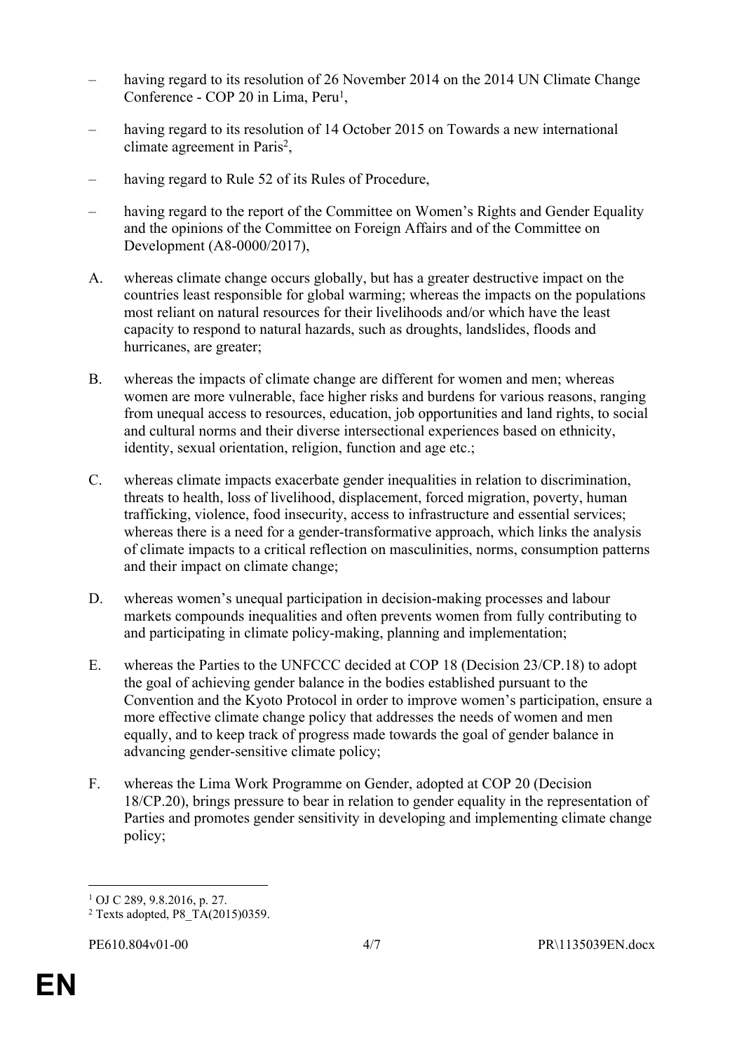– having regard to its resolution of 26 November 2014 on the 2014 UN Climate Change Conference - COP 20 in Lima, Peru[1],

– having regard to its resolution of 14 October 2015 on Towards a new international climate agreement in Paris[2],

– having regard to Rule 52 of its Rules of Procedure,

– having regard to the report of the Committee on Women's Rights and Gender Equality and the opinions of the Committee on Foreign Affairs and of the Committee on Development (A8-0000/2017),

A. whereas climate change occurs globally, but has a greater destructive impact on the countries least responsible for global warming; whereas the impacts on the populations most reliant on natural resources for their livelihoods and/or which have the least capacity to respond to natural hazards, such as droughts, landslides, floods and hurricanes, are greater;

B. whereas the impacts of climate change are different for women and men; whereas women are more vulnerable, face higher risks and burdens for various reasons, ranging from unequal access to resources, education, job opportunities and land rights, to social and cultural norms and their diverse intersectional experiences based on ethnicity, identity, sexual orientation, religion, function and age etc.;

C. whereas climate impacts exacerbate gender inequalities in relation to discrimination, threats to health, loss of livelihood, displacement, forced migration, poverty, human trafficking, violence, food insecurity, access to infrastructure and essential services; whereas there is a need for a gender-transformative approach, which links the analysis of climate impacts to a critical reflection on masculinities, norms, consumption patterns and their impact on climate change;

D. whereas women's unequal participation in decision-making processes and labour markets compounds inequalities and often prevents women from fully contributing to and participating in climate policy-making, planning and implementation;

E. whereas the Parties to the UNFCCC decided at COP 18 (Decision 23/CP.18) to adopt the goal of achieving gender balance in the bodies established pursuant to the Convention and the Kyoto Protocol in order to improve women's participation, ensure a more effective climate change policy that addresses the needs of women and men equally, and to keep track of progress made towards the goal of gender balance in advancing gender-sensitive climate policy;

F. whereas the Lima Work Programme on Gender, adopted at COP 20 (Decision 18/CP.20), brings pressure to bear in relation to gender equality in the representation of Parties and promotes gender sensitivity in developing and implementing climate change policy;

---

[1] OJ C 289, 9.8.2016, p. 27.

[2] Texts adopted, P8_TA(2015)0359.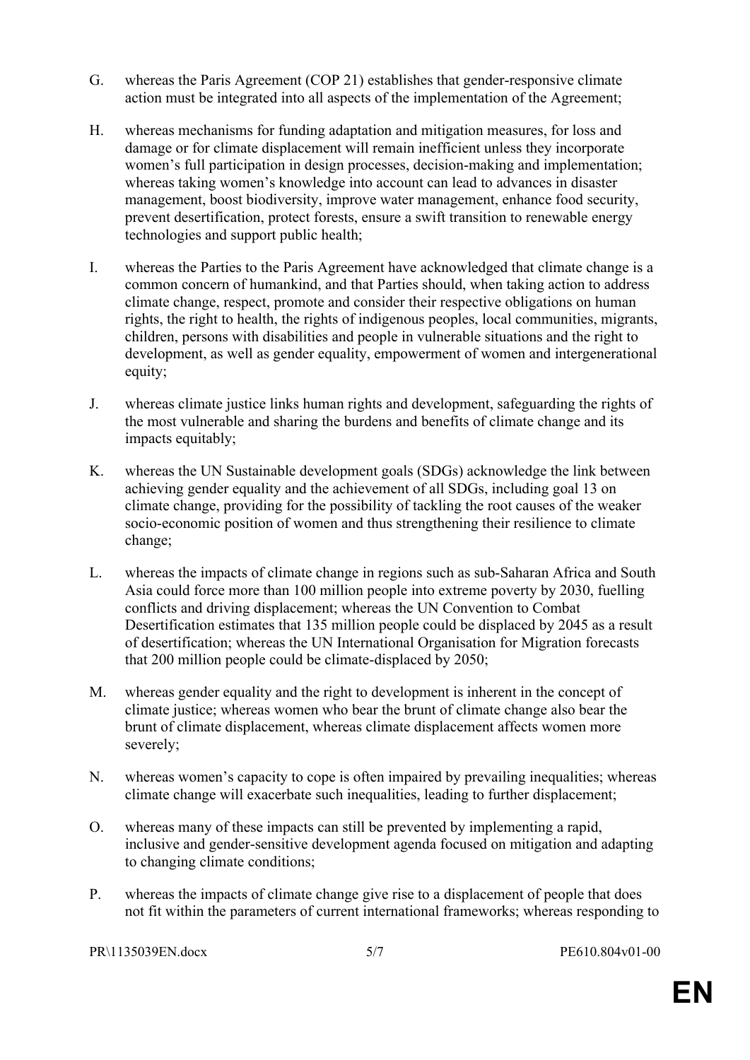G. whereas the Paris Agreement (COP 21) establishes that gender-responsive climate action must be integrated into all aspects of the implementation of the Agreement;

H. whereas mechanisms for funding adaptation and mitigation measures, for loss and damage or for climate displacement will remain inefficient unless they incorporate women's full participation in design processes, decision-making and implementation; whereas taking women's knowledge into account can lead to advances in disaster management, boost biodiversity, improve water management, enhance food security, prevent desertification, protect forests, ensure a swift transition to renewable energy technologies and support public health;

I. whereas the Parties to the Paris Agreement have acknowledged that climate change is a common concern of humankind, and that Parties should, when taking action to address climate change, respect, promote and consider their respective obligations on human rights, the right to health, the rights of indigenous peoples, local communities, migrants, children, persons with disabilities and people in vulnerable situations and the right to development, as well as gender equality, empowerment of women and intergenerational equity;

J. whereas climate justice links human rights and development, safeguarding the rights of the most vulnerable and sharing the burdens and benefits of climate change and its impacts equitably;

K. whereas the UN Sustainable development goals (SDGs) acknowledge the link between achieving gender equality and the achievement of all SDGs, including goal 13 on climate change, providing for the possibility of tackling the root causes of the weaker socio-economic position of women and thus strengthening their resilience to climate change;

L. whereas the impacts of climate change in regions such as sub-Saharan Africa and South Asia could force more than 100 million people into extreme poverty by 2030, fuelling conflicts and driving displacement; whereas the UN Convention to Combat Desertification estimates that 135 million people could be displaced by 2045 as a result of desertification; whereas the UN International Organisation for Migration forecasts that 200 million people could be climate-displaced by 2050;

M. whereas gender equality and the right to development is inherent in the concept of climate justice; whereas women who bear the brunt of climate change also bear the brunt of climate displacement, whereas climate displacement affects women more severely;

N. whereas women's capacity to cope is often impaired by prevailing inequalities; whereas climate change will exacerbate such inequalities, leading to further displacement;

O. whereas many of these impacts can still be prevented by implementing a rapid, inclusive and gender-sensitive development agenda focused on mitigation and adapting to changing climate conditions;

P. whereas the impacts of climate change give rise to a displacement of people that does not fit within the parameters of current international frameworks; whereas responding to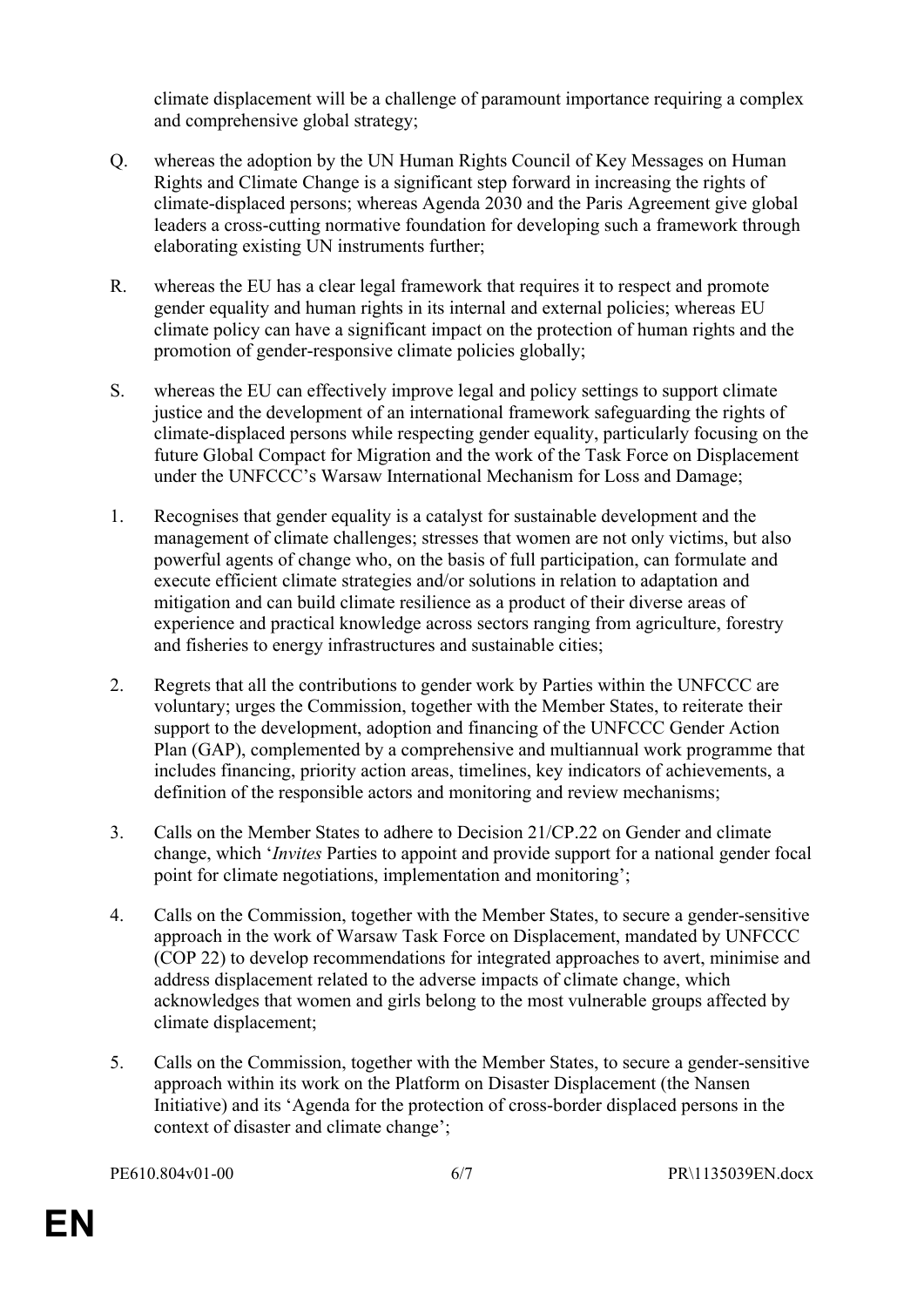climate displacement will be a challenge of paramount importance requiring a complex and comprehensive global strategy;

Q. whereas the adoption by the UN Human Rights Council of Key Messages on Human Rights and Climate Change is a significant step forward in increasing the rights of climate-displaced persons; whereas Agenda 2030 and the Paris Agreement give global leaders a cross-cutting normative foundation for developing such a framework through elaborating existing UN instruments further;

R. whereas the EU has a clear legal framework that requires it to respect and promote gender equality and human rights in its internal and external policies; whereas EU climate policy can have a significant impact on the protection of human rights and the promotion of gender-responsive climate policies globally;

S. whereas the EU can effectively improve legal and policy settings to support climate justice and the development of an international framework safeguarding the rights of climate-displaced persons while respecting gender equality, particularly focusing on the future Global Compact for Migration and the work of the Task Force on Displacement under the UNFCCC's Warsaw International Mechanism for Loss and Damage;

1. Recognises that gender equality is a catalyst for sustainable development and the management of climate challenges; stresses that women are not only victims, but also powerful agents of change who, on the basis of full participation, can formulate and execute efficient climate strategies and/or solutions in relation to adaptation and mitigation and can build climate resilience as a product of their diverse areas of experience and practical knowledge across sectors ranging from agriculture, forestry and fisheries to energy infrastructures and sustainable cities;

2. Regrets that all the contributions to gender work by Parties within the UNFCCC are voluntary; urges the Commission, together with the Member States, to reiterate their support to the development, adoption and financing of the UNFCCC Gender Action Plan (GAP), complemented by a comprehensive and multiannual work programme that includes financing, priority action areas, timelines, key indicators of achievements, a definition of the responsible actors and monitoring and review mechanisms;

3. Calls on the Member States to adhere to Decision 21/CP.22 on Gender and climate change, which '*Invites* Parties to appoint and provide support for a national gender focal point for climate negotiations, implementation and monitoring';

4. Calls on the Commission, together with the Member States, to secure a gender-sensitive approach in the work of Warsaw Task Force on Displacement, mandated by UNFCCC (COP 22) to develop recommendations for integrated approaches to avert, minimise and address displacement related to the adverse impacts of climate change, which acknowledges that women and girls belong to the most vulnerable groups affected by climate displacement;

5. Calls on the Commission, together with the Member States, to secure a gender-sensitive approach within its work on the Platform on Disaster Displacement (the Nansen Initiative) and its 'Agenda for the protection of cross-border displaced persons in the context of disaster and climate change';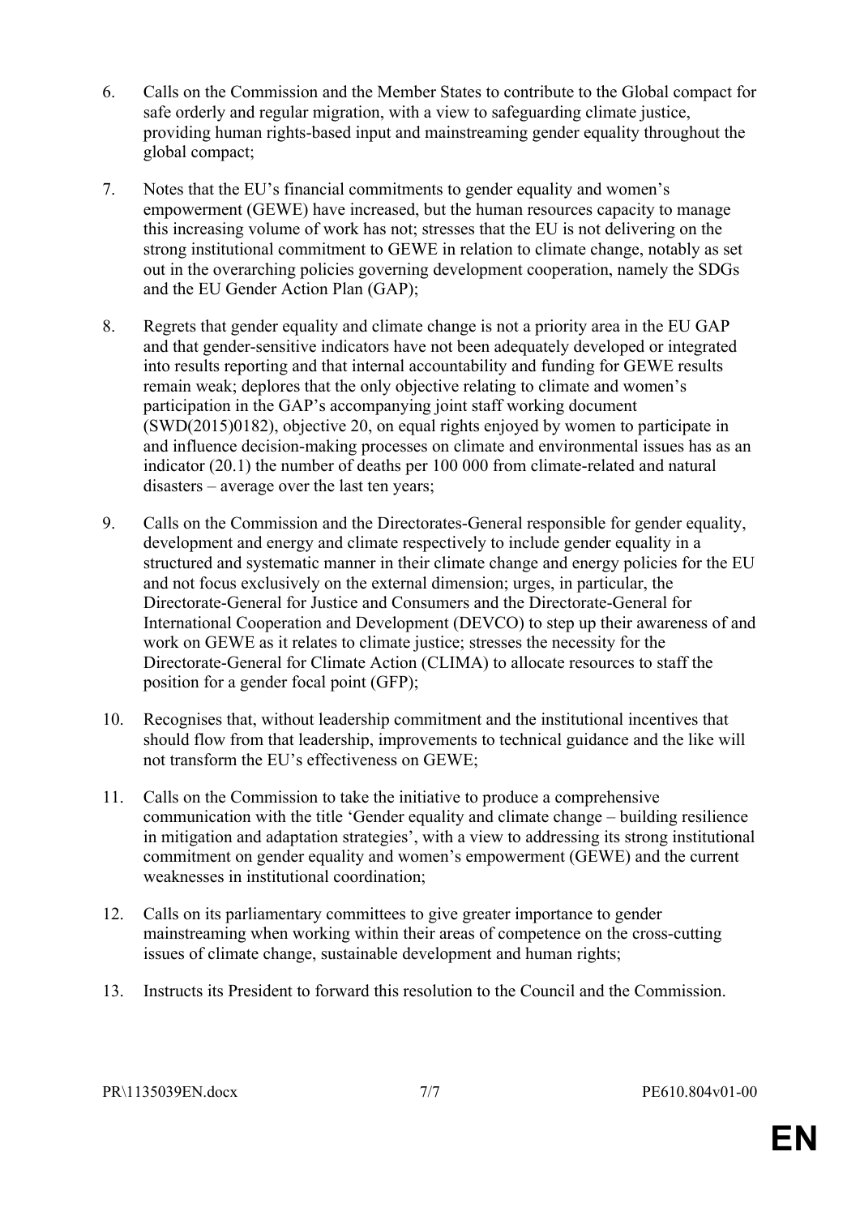6. Calls on the Commission and the Member States to contribute to the Global compact for safe orderly and regular migration, with a view to safeguarding climate justice, providing human rights-based input and mainstreaming gender equality throughout the global compact;

7. Notes that the EU's financial commitments to gender equality and women's empowerment (GEWE) have increased, but the human resources capacity to manage this increasing volume of work has not; stresses that the EU is not delivering on the strong institutional commitment to GEWE in relation to climate change, notably as set out in the overarching policies governing development cooperation, namely the SDGs and the EU Gender Action Plan (GAP);

8. Regrets that gender equality and climate change is not a priority area in the EU GAP and that gender-sensitive indicators have not been adequately developed or integrated into results reporting and that internal accountability and funding for GEWE results remain weak; deplores that the only objective relating to climate and women's participation in the GAP's accompanying joint staff working document (SWD(2015)0182), objective 20, on equal rights enjoyed by women to participate in and influence decision-making processes on climate and environmental issues has as an indicator (20.1) the number of deaths per 100 000 from climate-related and natural disasters – average over the last ten years;

9. Calls on the Commission and the Directorates-General responsible for gender equality, development and energy and climate respectively to include gender equality in a structured and systematic manner in their climate change and energy policies for the EU and not focus exclusively on the external dimension; urges, in particular, the Directorate-General for Justice and Consumers and the Directorate-General for International Cooperation and Development (DEVCO) to step up their awareness of and work on GEWE as it relates to climate justice; stresses the necessity for the Directorate-General for Climate Action (CLIMA) to allocate resources to staff the position for a gender focal point (GFP);

10. Recognises that, without leadership commitment and the institutional incentives that should flow from that leadership, improvements to technical guidance and the like will not transform the EU's effectiveness on GEWE;

11. Calls on the Commission to take the initiative to produce a comprehensive communication with the title 'Gender equality and climate change – building resilience in mitigation and adaptation strategies', with a view to addressing its strong institutional commitment on gender equality and women's empowerment (GEWE) and the current weaknesses in institutional coordination;

12. Calls on its parliamentary committees to give greater importance to gender mainstreaming when working within their areas of competence on the cross-cutting issues of climate change, sustainable development and human rights;

13. Instructs its President to forward this resolution to the Council and the Commission.